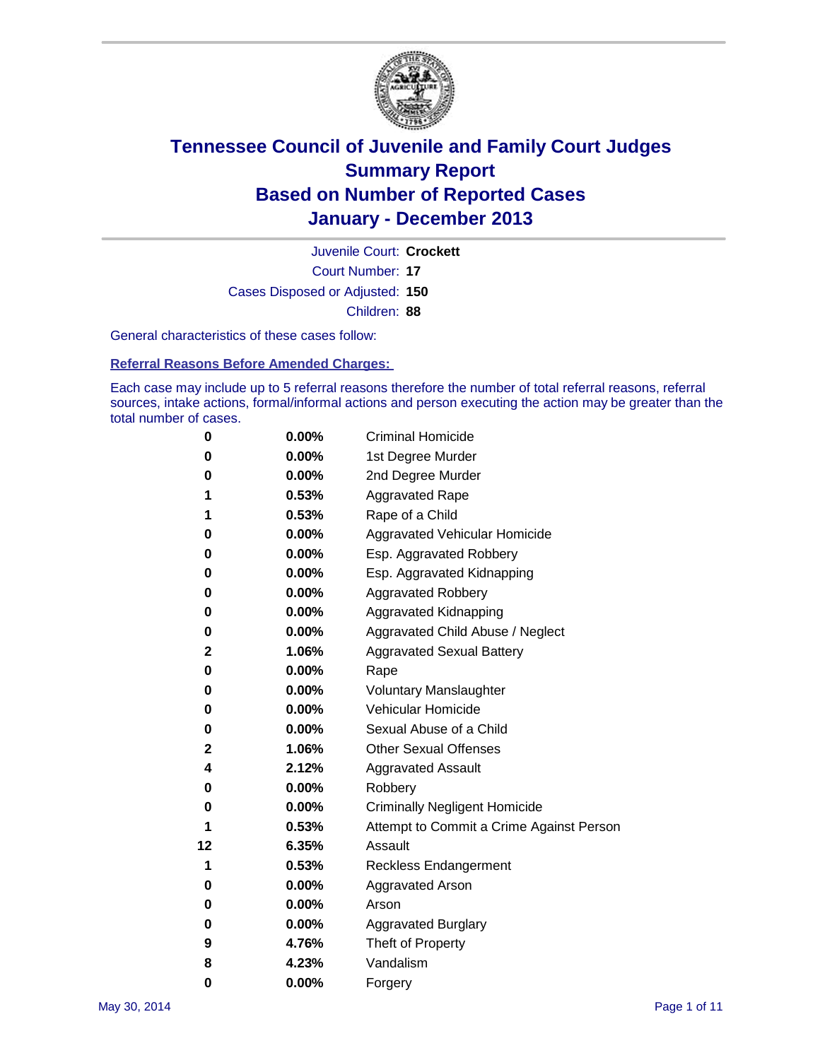# Tennessee Council of Juvenile and Family Court Judges
# Summary Report
# Based on Number of Reported Cases
# January - December 2013

Juvenile Court: **Crockett**

Court Number: **17**

Cases Disposed or Adjusted: **150**

Children: **88**

General characteristics of these cases follow:

## Referral Reasons Before Amended Charges:

Each case may include up to 5 referral reasons therefore the number of total referral reasons, referral sources, intake actions, formal/informal actions and person executing the action may be greater than the total number of cases.

| Count | Percent | Referral Reason |
|---|---|---|
| 0 | 0.00% | Criminal Homicide |
| 0 | 0.00% | 1st Degree Murder |
| 0 | 0.00% | 2nd Degree Murder |
| 1 | 0.53% | Aggravated Rape |
| 1 | 0.53% | Rape of a Child |
| 0 | 0.00% | Aggravated Vehicular Homicide |
| 0 | 0.00% | Esp. Aggravated Robbery |
| 0 | 0.00% | Esp. Aggravated Kidnapping |
| 0 | 0.00% | Aggravated Robbery |
| 0 | 0.00% | Aggravated Kidnapping |
| 0 | 0.00% | Aggravated Child Abuse / Neglect |
| 2 | 1.06% | Aggravated Sexual Battery |
| 0 | 0.00% | Rape |
| 0 | 0.00% | Voluntary Manslaughter |
| 0 | 0.00% | Vehicular Homicide |
| 0 | 0.00% | Sexual Abuse of a Child |
| 2 | 1.06% | Other Sexual Offenses |
| 4 | 2.12% | Aggravated Assault |
| 0 | 0.00% | Robbery |
| 0 | 0.00% | Criminally Negligent Homicide |
| 1 | 0.53% | Attempt to Commit a Crime Against Person |
| 12 | 6.35% | Assault |
| 1 | 0.53% | Reckless Endangerment |
| 0 | 0.00% | Aggravated Arson |
| 0 | 0.00% | Arson |
| 0 | 0.00% | Aggravated Burglary |
| 9 | 4.76% | Theft of Property |
| 8 | 4.23% | Vandalism |
| 0 | 0.00% | Forgery |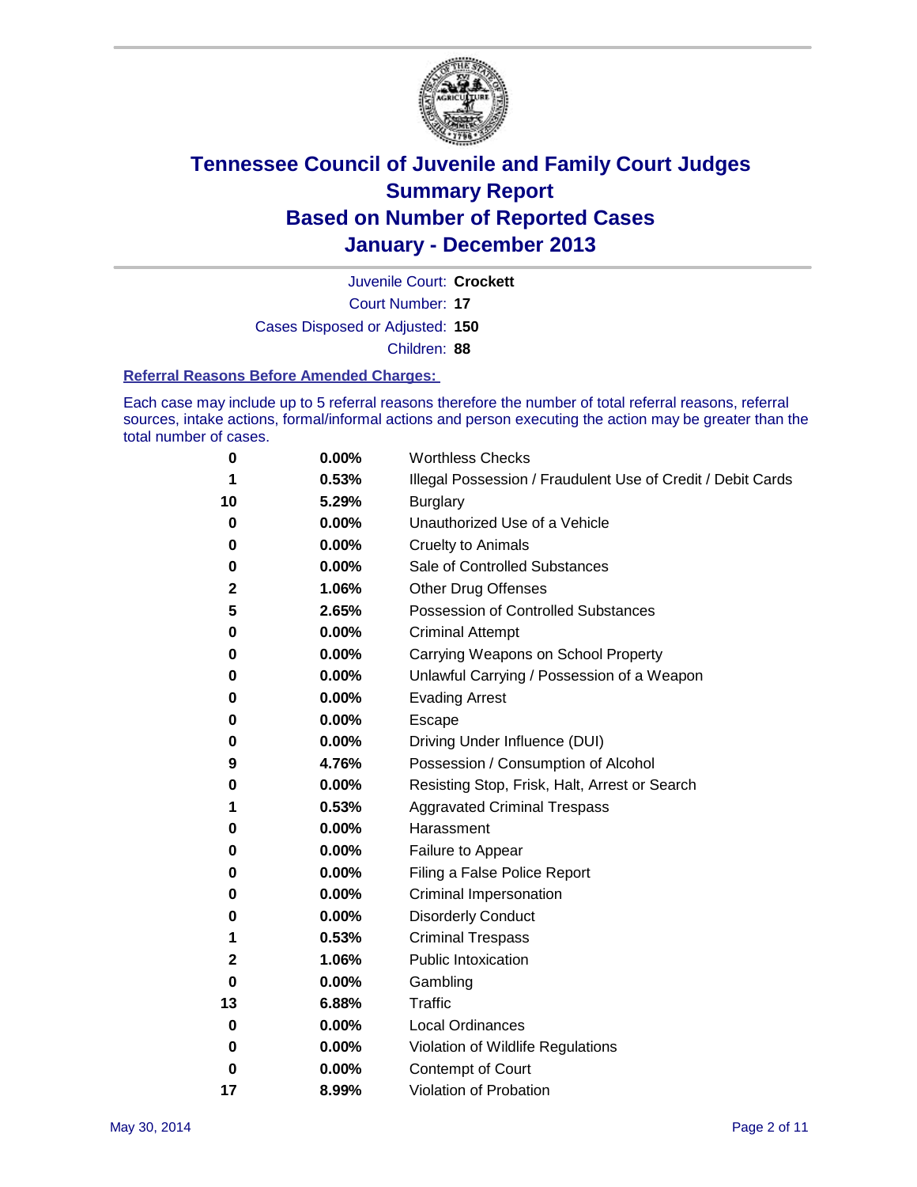# Tennessee Council of Juvenile and Family Court Judges
# Summary Report
# Based on Number of Reported Cases
# January - December 2013

Juvenile Court: **Crockett**
Court Number: **17**
Cases Disposed or Adjusted: **150**
Children: **88**

### Referral Reasons Before Amended Charges:

Each case may include up to 5 referral reasons therefore the number of total referral reasons, referral sources, intake actions, formal/informal actions and person executing the action may be greater than the total number of cases.

| Count | Percent | Referral Reason |
|---|---|---|
| 0 | 0.00% | Worthless Checks |
| 1 | 0.53% | Illegal Possession / Fraudulent Use of Credit / Debit Cards |
| 10 | 5.29% | Burglary |
| 0 | 0.00% | Unauthorized Use of a Vehicle |
| 0 | 0.00% | Cruelty to Animals |
| 0 | 0.00% | Sale of Controlled Substances |
| 2 | 1.06% | Other Drug Offenses |
| 5 | 2.65% | Possession of Controlled Substances |
| 0 | 0.00% | Criminal Attempt |
| 0 | 0.00% | Carrying Weapons on School Property |
| 0 | 0.00% | Unlawful Carrying / Possession of a Weapon |
| 0 | 0.00% | Evading Arrest |
| 0 | 0.00% | Escape |
| 0 | 0.00% | Driving Under Influence (DUI) |
| 9 | 4.76% | Possession / Consumption of Alcohol |
| 0 | 0.00% | Resisting Stop, Frisk, Halt, Arrest or Search |
| 1 | 0.53% | Aggravated Criminal Trespass |
| 0 | 0.00% | Harassment |
| 0 | 0.00% | Failure to Appear |
| 0 | 0.00% | Filing a False Police Report |
| 0 | 0.00% | Criminal Impersonation |
| 0 | 0.00% | Disorderly Conduct |
| 1 | 0.53% | Criminal Trespass |
| 2 | 1.06% | Public Intoxication |
| 0 | 0.00% | Gambling |
| 13 | 6.88% | Traffic |
| 0 | 0.00% | Local Ordinances |
| 0 | 0.00% | Violation of Wildlife Regulations |
| 0 | 0.00% | Contempt of Court |
| 17 | 8.99% | Violation of Probation |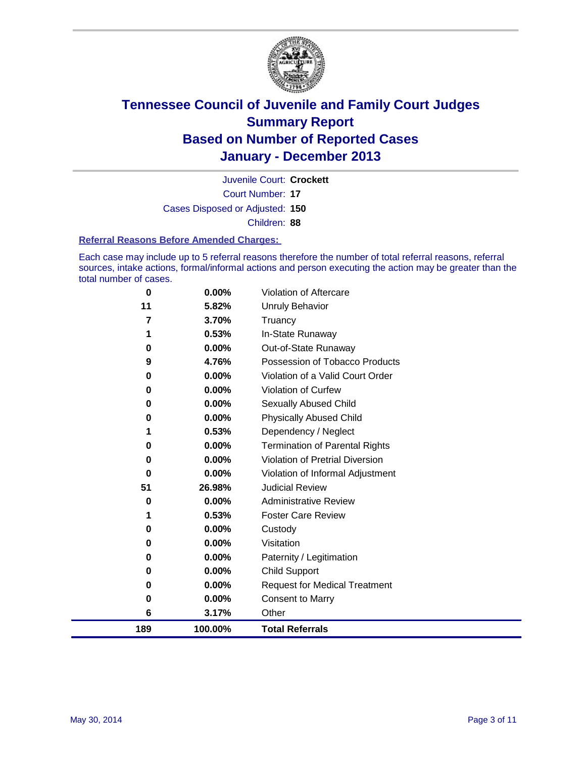# Tennessee Council of Juvenile and Family Court Judges
## Summary Report
## Based on Number of Reported Cases
## January - December 2013

Juvenile Court: **Crockett**

Court Number: **17**

Cases Disposed or Adjusted: **150**

Children: **88**

### Referral Reasons Before Amended Charges:

Each case may include up to 5 referral reasons therefore the number of total referral reasons, referral sources, intake actions, formal/informal actions and person executing the action may be greater than the total number of cases.

| Count | Percent | Referral Reason |
|---|---|---|
| 0 | 0.00% | Violation of Aftercare |
| 11 | 5.82% | Unruly Behavior |
| 7 | 3.70% | Truancy |
| 1 | 0.53% | In-State Runaway |
| 0 | 0.00% | Out-of-State Runaway |
| 9 | 4.76% | Possession of Tobacco Products |
| 0 | 0.00% | Violation of a Valid Court Order |
| 0 | 0.00% | Violation of Curfew |
| 0 | 0.00% | Sexually Abused Child |
| 0 | 0.00% | Physically Abused Child |
| 1 | 0.53% | Dependency / Neglect |
| 0 | 0.00% | Termination of Parental Rights |
| 0 | 0.00% | Violation of Pretrial Diversion |
| 0 | 0.00% | Violation of Informal Adjustment |
| 51 | 26.98% | Judicial Review |
| 0 | 0.00% | Administrative Review |
| 1 | 0.53% | Foster Care Review |
| 0 | 0.00% | Custody |
| 0 | 0.00% | Visitation |
| 0 | 0.00% | Paternity / Legitimation |
| 0 | 0.00% | Child Support |
| 0 | 0.00% | Request for Medical Treatment |
| 0 | 0.00% | Consent to Marry |
| 6 | 3.17% | Other |
| **189** | **100.00%** | **Total Referrals** |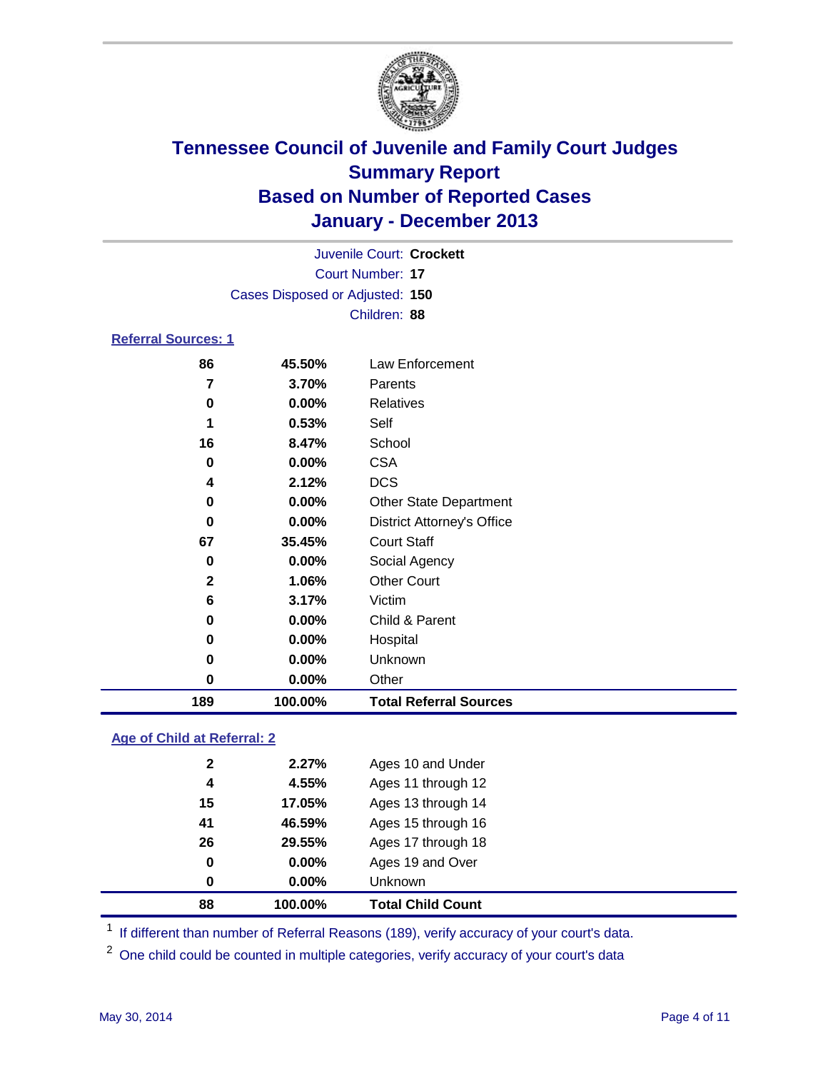# Tennessee Council of Juvenile and Family Court Judges
## Summary Report
## Based on Number of Reported Cases
## January - December 2013

Juvenile Court: **Crockett**
Court Number: **17**
Cases Disposed or Adjusted: **150**
Children: **88**

### Referral Sources: 1

| | | |
|---|---|---|
| 86 | 45.50% | Law Enforcement |
| 7 | 3.70% | Parents |
| 0 | 0.00% | Relatives |
| 1 | 0.53% | Self |
| 16 | 8.47% | School |
| 0 | 0.00% | CSA |
| 4 | 2.12% | DCS |
| 0 | 0.00% | Other State Department |
| 0 | 0.00% | District Attorney's Office |
| 67 | 35.45% | Court Staff |
| 0 | 0.00% | Social Agency |
| 2 | 1.06% | Other Court |
| 6 | 3.17% | Victim |
| 0 | 0.00% | Child & Parent |
| 0 | 0.00% | Hospital |
| 0 | 0.00% | Unknown |
| 0 | 0.00% | Other |
| **189** | **100.00%** | **Total Referral Sources** |

### Age of Child at Referral: 2

| | | |
|---|---|---|
| 2 | 2.27% | Ages 10 and Under |
| 4 | 4.55% | Ages 11 through 12 |
| 15 | 17.05% | Ages 13 through 14 |
| 41 | 46.59% | Ages 15 through 16 |
| 26 | 29.55% | Ages 17 through 18 |
| 0 | 0.00% | Ages 19 and Over |
| 0 | 0.00% | Unknown |
| **88** | **100.00%** | **Total Child Count** |

[1] If different than number of Referral Reasons (189), verify accuracy of your court's data.

[2] One child could be counted in multiple categories, verify accuracy of your court's data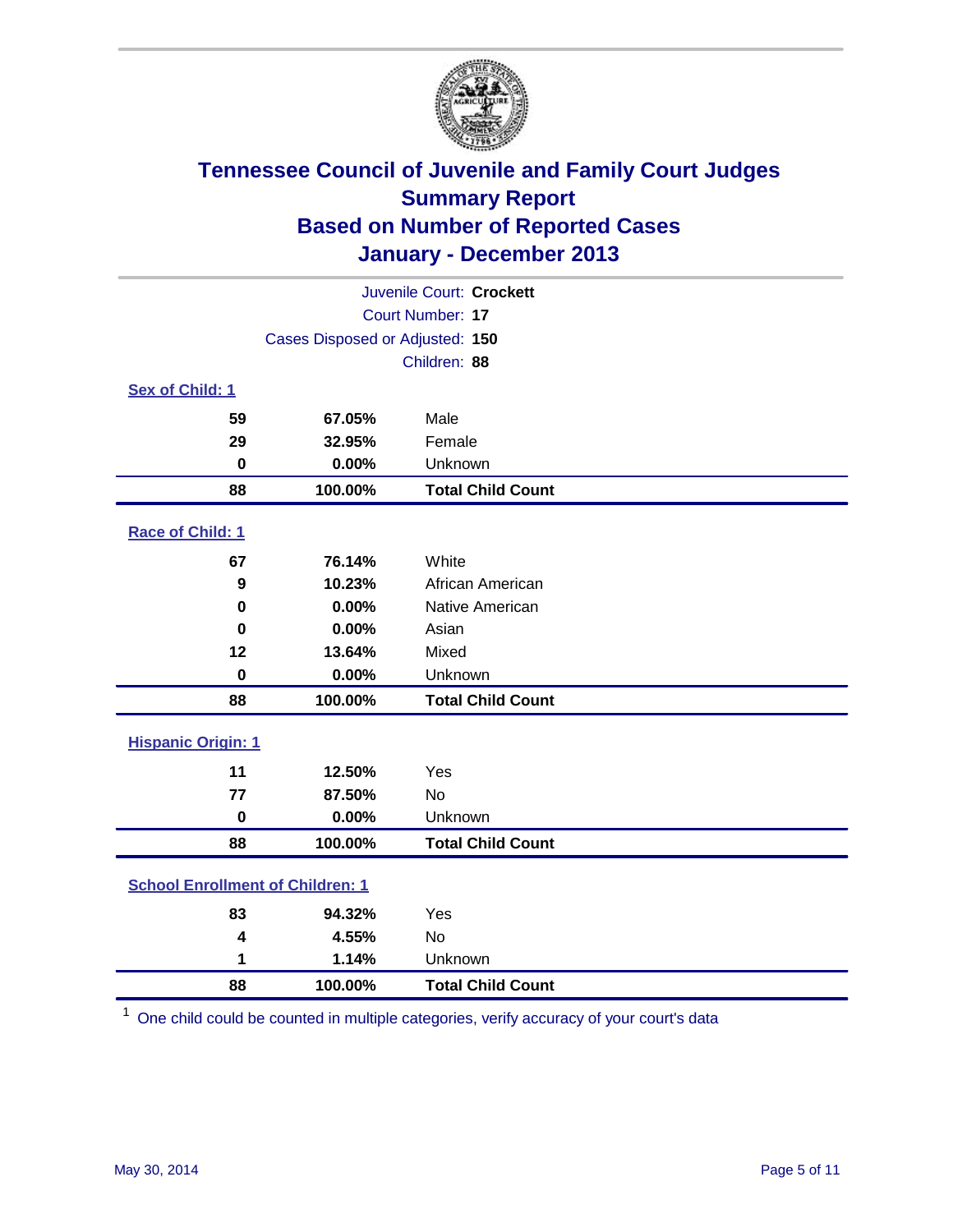# Tennessee Council of Juvenile and Family Court Judges
## Summary Report
## Based on Number of Reported Cases
## January - December 2013

Juvenile Court: **Crockett**

Court Number: **17**

Cases Disposed or Adjusted: **150**

Children: **88**

### Sex of Child: 1

| | | |
|---|---|---|
| **59** | **67.05%** | Male |
| **29** | **32.95%** | Female |
| **0** | **0.00%** | Unknown |
| **88** | **100.00%** | **Total Child Count** |

### Race of Child: 1

| | | |
|---|---|---|
| **67** | **76.14%** | White |
| **9** | **10.23%** | African American |
| **0** | **0.00%** | Native American |
| **0** | **0.00%** | Asian |
| **12** | **13.64%** | Mixed |
| **0** | **0.00%** | Unknown |
| **88** | **100.00%** | **Total Child Count** |

### Hispanic Origin: 1

| | | |
|---|---|---|
| **11** | **12.50%** | Yes |
| **77** | **87.50%** | No |
| **0** | **0.00%** | Unknown |
| **88** | **100.00%** | **Total Child Count** |

### School Enrollment of Children: 1

| | | |
|---|---|---|
| **83** | **94.32%** | Yes |
| **4** | **4.55%** | No |
| **1** | **1.14%** | Unknown |
| **88** | **100.00%** | **Total Child Count** |

[1] One child could be counted in multiple categories, verify accuracy of your court's data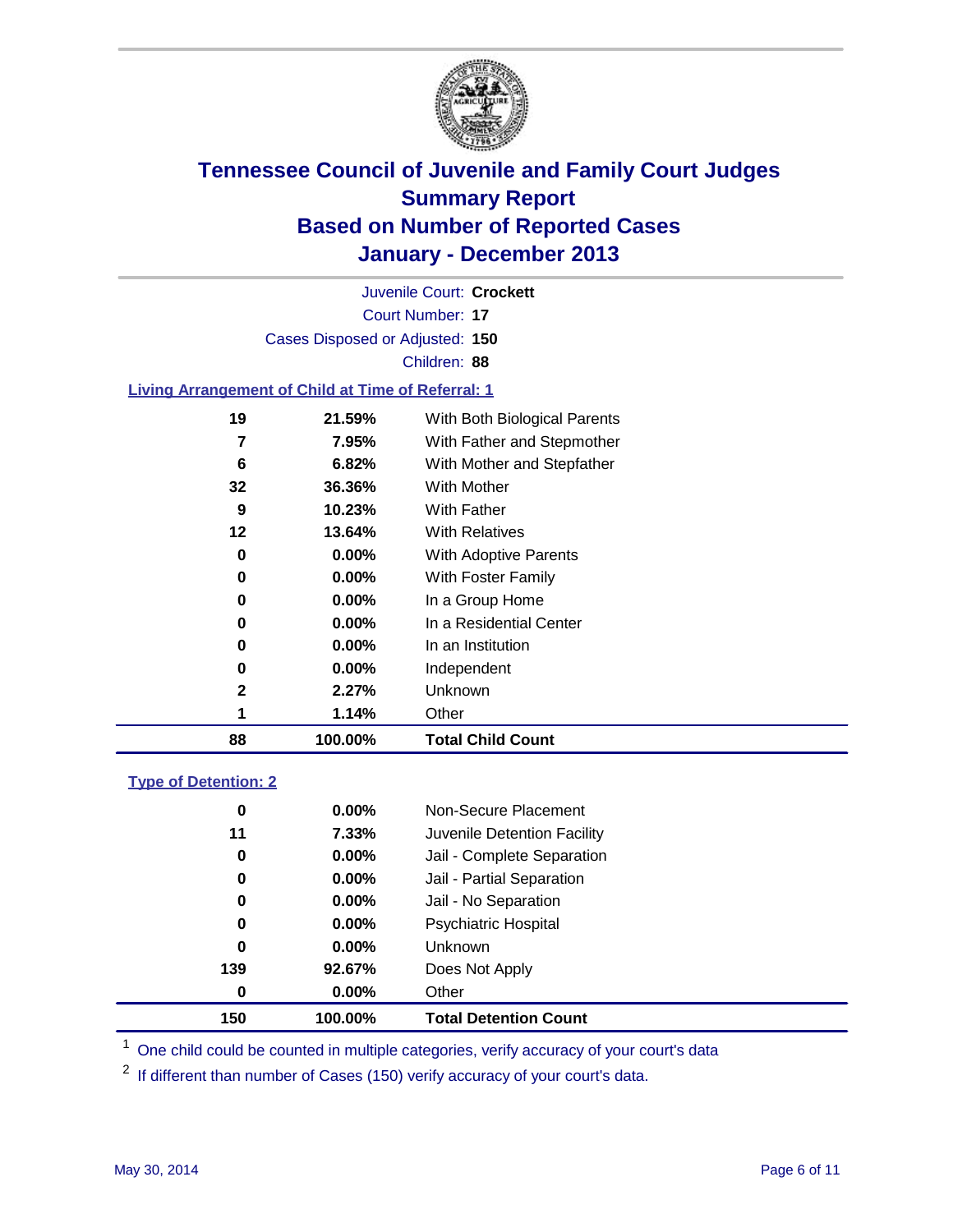# Tennessee Council of Juvenile and Family Court Judges
# Summary Report
# Based on Number of Reported Cases
# January - December 2013

Juvenile Court: **Crockett**
Court Number: **17**
Cases Disposed or Adjusted: **150**
Children: **88**

## Living Arrangement of Child at Time of Referral: 1

| Count | Percent | Category |
|---|---|---|
| 19 | 21.59% | With Both Biological Parents |
| 7 | 7.95% | With Father and Stepmother |
| 6 | 6.82% | With Mother and Stepfather |
| 32 | 36.36% | With Mother |
| 9 | 10.23% | With Father |
| 12 | 13.64% | With Relatives |
| 0 | 0.00% | With Adoptive Parents |
| 0 | 0.00% | With Foster Family |
| 0 | 0.00% | In a Group Home |
| 0 | 0.00% | In a Residential Center |
| 0 | 0.00% | In an Institution |
| 0 | 0.00% | Independent |
| 2 | 2.27% | Unknown |
| 1 | 1.14% | Other |
| **88** | **100.00%** | **Total Child Count** |

## Type of Detention: 2

| Count | Percent | Category |
|---|---|---|
| 0 | 0.00% | Non-Secure Placement |
| 11 | 7.33% | Juvenile Detention Facility |
| 0 | 0.00% | Jail - Complete Separation |
| 0 | 0.00% | Jail - Partial Separation |
| 0 | 0.00% | Jail - No Separation |
| 0 | 0.00% | Psychiatric Hospital |
| 0 | 0.00% | Unknown |
| 139 | 92.67% | Does Not Apply |
| 0 | 0.00% | Other |
| **150** | **100.00%** | **Total Detention Count** |

[1] One child could be counted in multiple categories, verify accuracy of your court's data

[2] If different than number of Cases (150) verify accuracy of your court's data.

May 30, 2014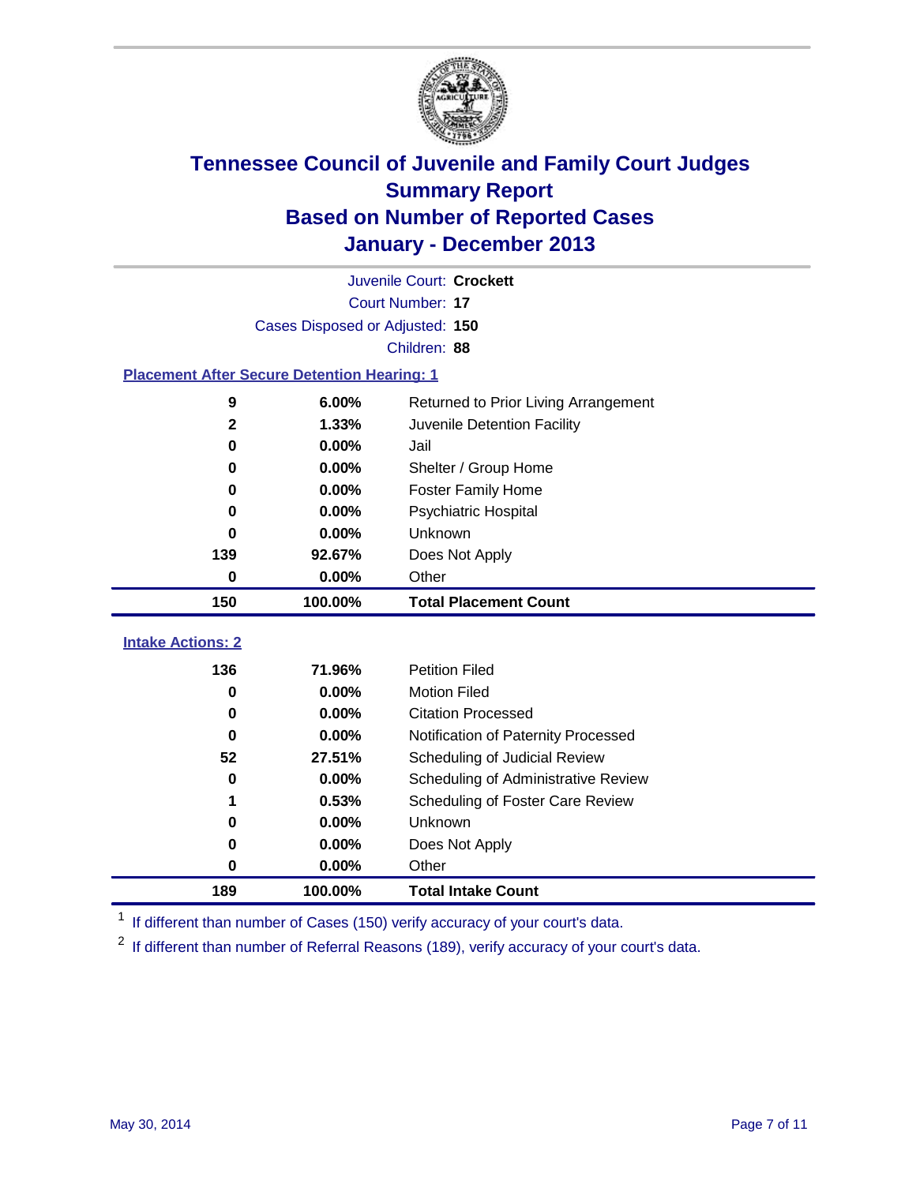# Tennessee Council of Juvenile and Family Court Judges
## Summary Report
## Based on Number of Reported Cases
## January - December 2013

Juvenile Court: **Crockett**

Court Number: **17**

Cases Disposed or Adjusted: **150**

Children: **88**

### Placement After Secure Detention Hearing: 1

| Count | Percent | Placement |
|---|---|---|
| 9 | 6.00% | Returned to Prior Living Arrangement |
| 2 | 1.33% | Juvenile Detention Facility |
| 0 | 0.00% | Jail |
| 0 | 0.00% | Shelter / Group Home |
| 0 | 0.00% | Foster Family Home |
| 0 | 0.00% | Psychiatric Hospital |
| 0 | 0.00% | Unknown |
| 139 | 92.67% | Does Not Apply |
| 0 | 0.00% | Other |
| **150** | **100.00%** | **Total Placement Count** |

### Intake Actions: 2

| Count | Percent | Intake Action |
|---|---|---|
| 136 | 71.96% | Petition Filed |
| 0 | 0.00% | Motion Filed |
| 0 | 0.00% | Citation Processed |
| 0 | 0.00% | Notification of Paternity Processed |
| 52 | 27.51% | Scheduling of Judicial Review |
| 0 | 0.00% | Scheduling of Administrative Review |
| 1 | 0.53% | Scheduling of Foster Care Review |
| 0 | 0.00% | Unknown |
| 0 | 0.00% | Does Not Apply |
| 0 | 0.00% | Other |
| **189** | **100.00%** | **Total Intake Count** |

[1] If different than number of Cases (150) verify accuracy of your court's data.

[2] If different than number of Referral Reasons (189), verify accuracy of your court's data.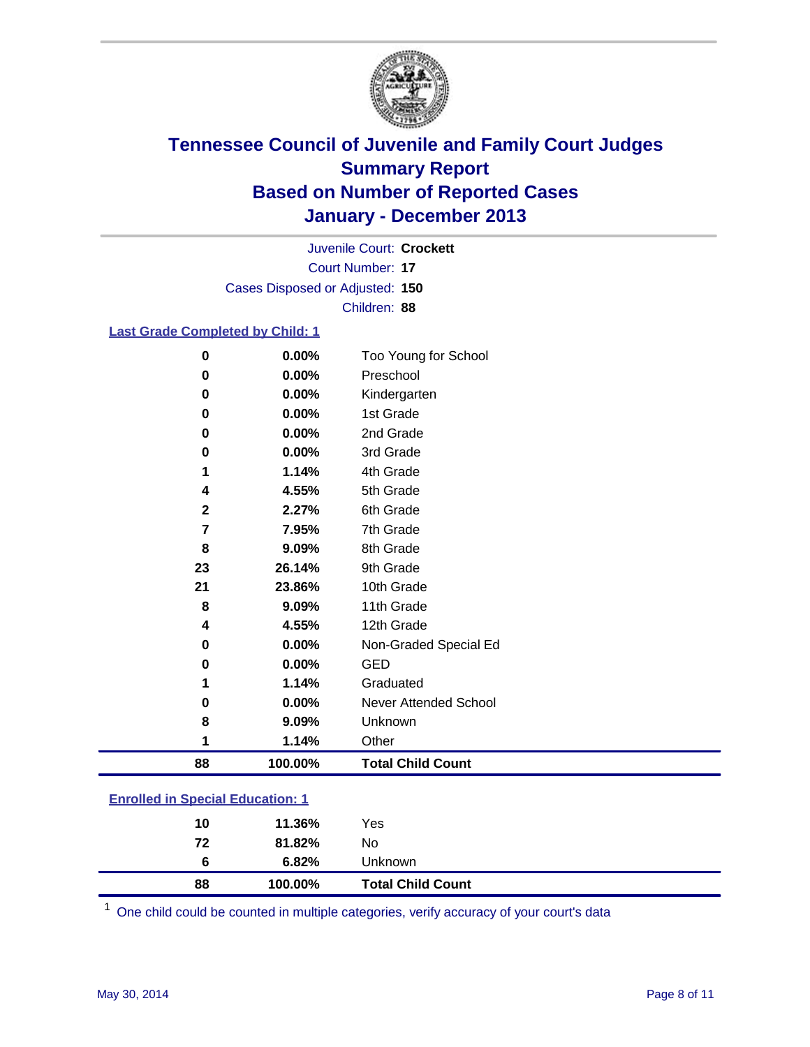# Tennessee Council of Juvenile and Family Court Judges
## Summary Report
## Based on Number of Reported Cases
## January - December 2013

Juvenile Court: **Crockett**
Court Number: **17**
Cases Disposed or Adjusted: **150**
Children: **88**

### Last Grade Completed by Child: 1

| Count | Percent | Category |
|---|---|---|
| 0 | 0.00% | Too Young for School |
| 0 | 0.00% | Preschool |
| 0 | 0.00% | Kindergarten |
| 0 | 0.00% | 1st Grade |
| 0 | 0.00% | 2nd Grade |
| 0 | 0.00% | 3rd Grade |
| 1 | 1.14% | 4th Grade |
| 4 | 4.55% | 5th Grade |
| 2 | 2.27% | 6th Grade |
| 7 | 7.95% | 7th Grade |
| 8 | 9.09% | 8th Grade |
| 23 | 26.14% | 9th Grade |
| 21 | 23.86% | 10th Grade |
| 8 | 9.09% | 11th Grade |
| 4 | 4.55% | 12th Grade |
| 0 | 0.00% | Non-Graded Special Ed |
| 0 | 0.00% | GED |
| 1 | 1.14% | Graduated |
| 0 | 0.00% | Never Attended School |
| 8 | 9.09% | Unknown |
| 1 | 1.14% | Other |
| **88** | **100.00%** | **Total Child Count** |

### Enrolled in Special Education: 1

| Count | Percent | Category |
|---|---|---|
| 10 | 11.36% | Yes |
| 72 | 81.82% | No |
| 6 | 6.82% | Unknown |
| **88** | **100.00%** | **Total Child Count** |

[1] One child could be counted in multiple categories, verify accuracy of your court's data

May 30, 2014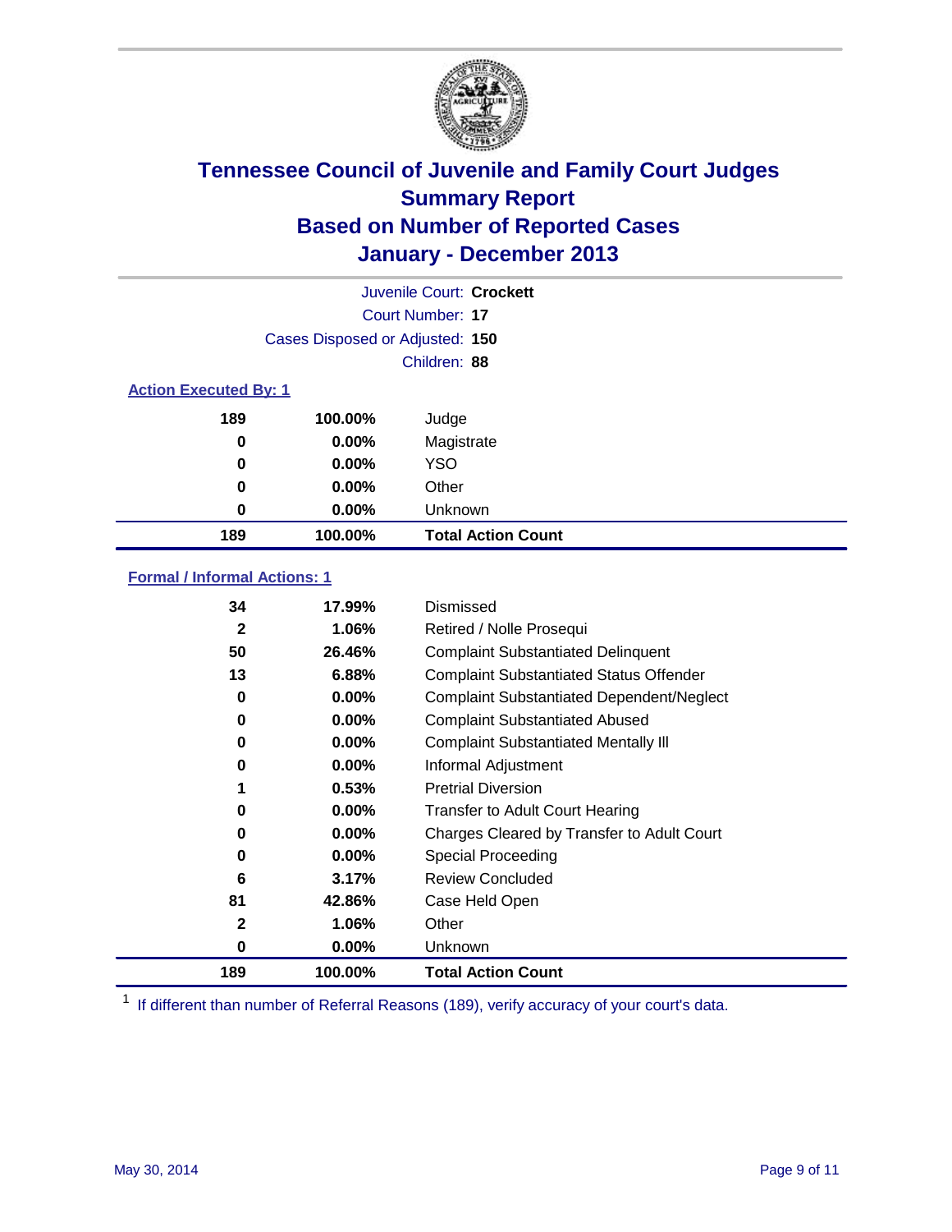# Tennessee Council of Juvenile and Family Court Judges
## Summary Report
## Based on Number of Reported Cases
## January - December 2013

Juvenile Court: **Crockett**
Court Number: **17**
Cases Disposed or Adjusted: **150**
Children: **88**

### Action Executed By: 1

| | | |
|---|---|---|
| 189 | 100.00% | Judge |
| 0 | 0.00% | Magistrate |
| 0 | 0.00% | YSO |
| 0 | 0.00% | Other |
| 0 | 0.00% | Unknown |
| **189** | **100.00%** | **Total Action Count** |

### Formal / Informal Actions: 1

| | | |
|---|---|---|
| 34 | 17.99% | Dismissed |
| 2 | 1.06% | Retired / Nolle Prosequi |
| 50 | 26.46% | Complaint Substantiated Delinquent |
| 13 | 6.88% | Complaint Substantiated Status Offender |
| 0 | 0.00% | Complaint Substantiated Dependent/Neglect |
| 0 | 0.00% | Complaint Substantiated Abused |
| 0 | 0.00% | Complaint Substantiated Mentally Ill |
| 0 | 0.00% | Informal Adjustment |
| 1 | 0.53% | Pretrial Diversion |
| 0 | 0.00% | Transfer to Adult Court Hearing |
| 0 | 0.00% | Charges Cleared by Transfer to Adult Court |
| 0 | 0.00% | Special Proceeding |
| 6 | 3.17% | Review Concluded |
| 81 | 42.86% | Case Held Open |
| 2 | 1.06% | Other |
| 0 | 0.00% | Unknown |
| **189** | **100.00%** | **Total Action Count** |

[1] If different than number of Referral Reasons (189), verify accuracy of your court's data.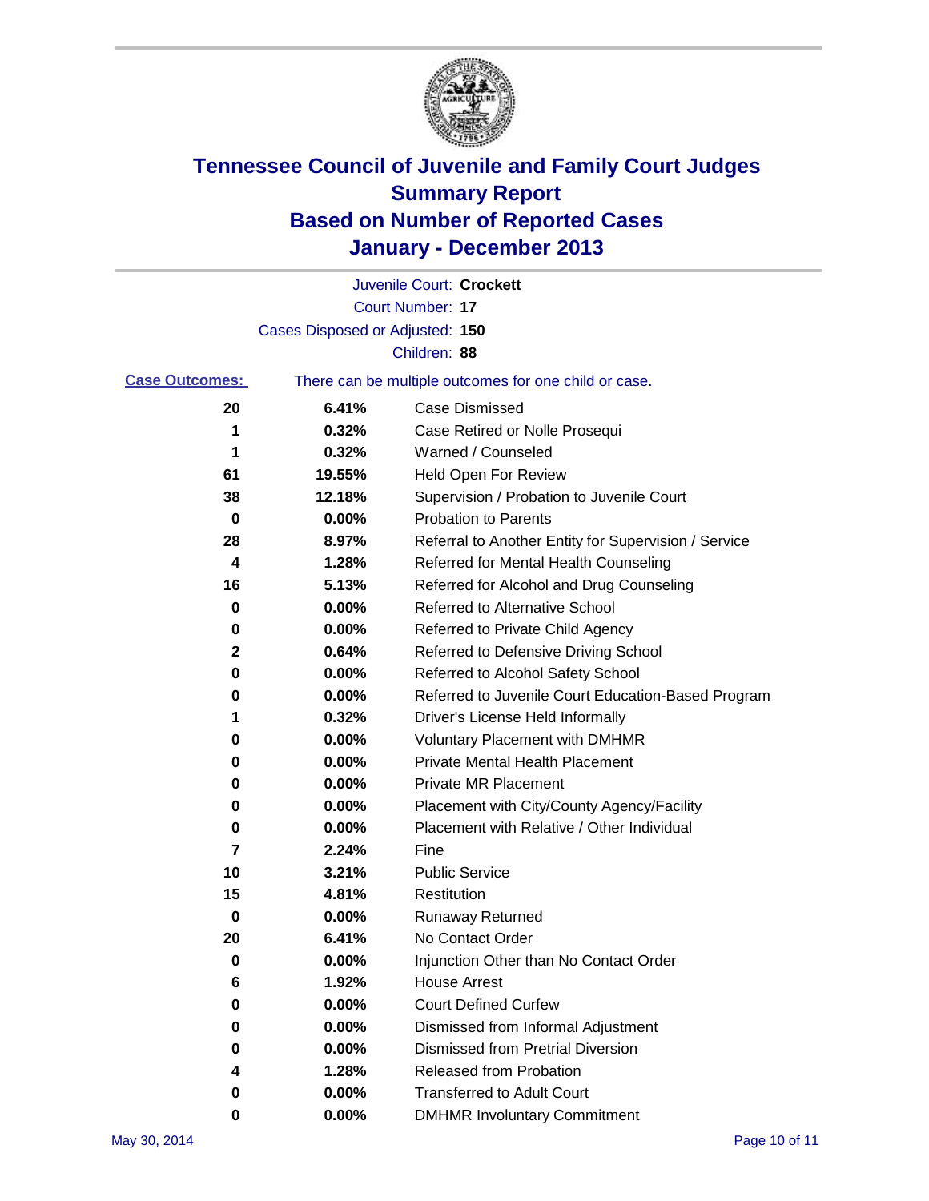# Tennessee Council of Juvenile and Family Court Judges
# Summary Report
# Based on Number of Reported Cases
# January - December 2013

Juvenile Court: **Crockett**

Court Number: **17**

Cases Disposed or Adjusted: **150**

Children: **88**

**Case Outcomes:** There can be multiple outcomes for one child or case.

| Count | Percent | Outcome |
|---|---|---|
| 20 | 6.41% | Case Dismissed |
| 1 | 0.32% | Case Retired or Nolle Prosequi |
| 1 | 0.32% | Warned / Counseled |
| 61 | 19.55% | Held Open For Review |
| 38 | 12.18% | Supervision / Probation to Juvenile Court |
| 0 | 0.00% | Probation to Parents |
| 28 | 8.97% | Referral to Another Entity for Supervision / Service |
| 4 | 1.28% | Referred for Mental Health Counseling |
| 16 | 5.13% | Referred for Alcohol and Drug Counseling |
| 0 | 0.00% | Referred to Alternative School |
| 0 | 0.00% | Referred to Private Child Agency |
| 2 | 0.64% | Referred to Defensive Driving School |
| 0 | 0.00% | Referred to Alcohol Safety School |
| 0 | 0.00% | Referred to Juvenile Court Education-Based Program |
| 1 | 0.32% | Driver's License Held Informally |
| 0 | 0.00% | Voluntary Placement with DMHMR |
| 0 | 0.00% | Private Mental Health Placement |
| 0 | 0.00% | Private MR Placement |
| 0 | 0.00% | Placement with City/County Agency/Facility |
| 0 | 0.00% | Placement with Relative / Other Individual |
| 7 | 2.24% | Fine |
| 10 | 3.21% | Public Service |
| 15 | 4.81% | Restitution |
| 0 | 0.00% | Runaway Returned |
| 20 | 6.41% | No Contact Order |
| 0 | 0.00% | Injunction Other than No Contact Order |
| 6 | 1.92% | House Arrest |
| 0 | 0.00% | Court Defined Curfew |
| 0 | 0.00% | Dismissed from Informal Adjustment |
| 0 | 0.00% | Dismissed from Pretrial Diversion |
| 4 | 1.28% | Released from Probation |
| 0 | 0.00% | Transferred to Adult Court |
| 0 | 0.00% | DMHMR Involuntary Commitment |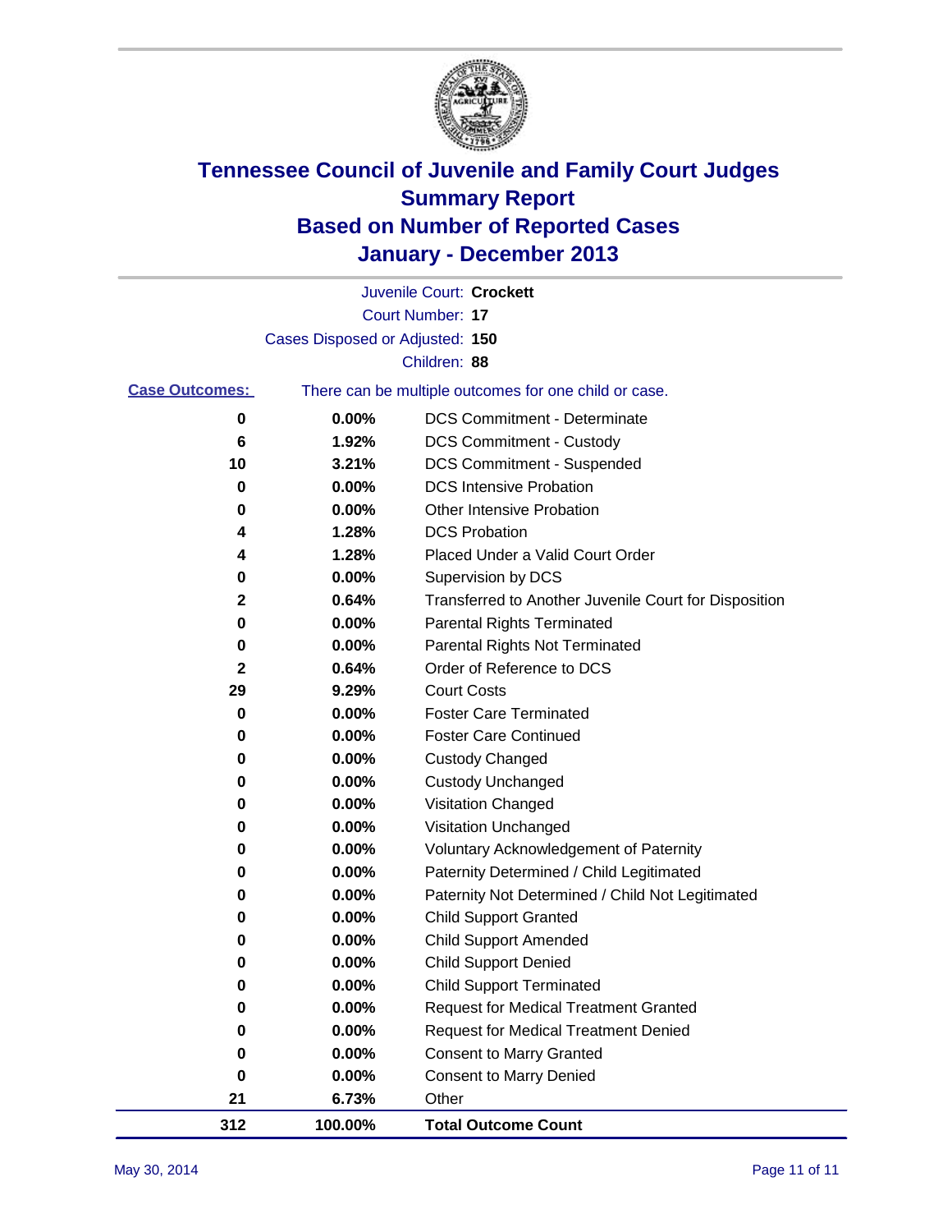# Tennessee Council of Juvenile and Family Court Judges
# Summary Report
# Based on Number of Reported Cases
# January - December 2013

Juvenile Court: **Crockett**

Court Number: **17**

Cases Disposed or Adjusted: **150**

Children: **88**

**Case Outcomes:** There can be multiple outcomes for one child or case.

| | | |
|---|---|---|
| 0 | 0.00% | DCS Commitment - Determinate |
| 6 | 1.92% | DCS Commitment - Custody |
| 10 | 3.21% | DCS Commitment - Suspended |
| 0 | 0.00% | DCS Intensive Probation |
| 0 | 0.00% | Other Intensive Probation |
| 4 | 1.28% | DCS Probation |
| 4 | 1.28% | Placed Under a Valid Court Order |
| 0 | 0.00% | Supervision by DCS |
| 2 | 0.64% | Transferred to Another Juvenile Court for Disposition |
| 0 | 0.00% | Parental Rights Terminated |
| 0 | 0.00% | Parental Rights Not Terminated |
| 2 | 0.64% | Order of Reference to DCS |
| 29 | 9.29% | Court Costs |
| 0 | 0.00% | Foster Care Terminated |
| 0 | 0.00% | Foster Care Continued |
| 0 | 0.00% | Custody Changed |
| 0 | 0.00% | Custody Unchanged |
| 0 | 0.00% | Visitation Changed |
| 0 | 0.00% | Visitation Unchanged |
| 0 | 0.00% | Voluntary Acknowledgement of Paternity |
| 0 | 0.00% | Paternity Determined / Child Legitimated |
| 0 | 0.00% | Paternity Not Determined / Child Not Legitimated |
| 0 | 0.00% | Child Support Granted |
| 0 | 0.00% | Child Support Amended |
| 0 | 0.00% | Child Support Denied |
| 0 | 0.00% | Child Support Terminated |
| 0 | 0.00% | Request for Medical Treatment Granted |
| 0 | 0.00% | Request for Medical Treatment Denied |
| 0 | 0.00% | Consent to Marry Granted |
| 0 | 0.00% | Consent to Marry Denied |
| 21 | 6.73% | Other |
| **312** | **100.00%** | **Total Outcome Count** |